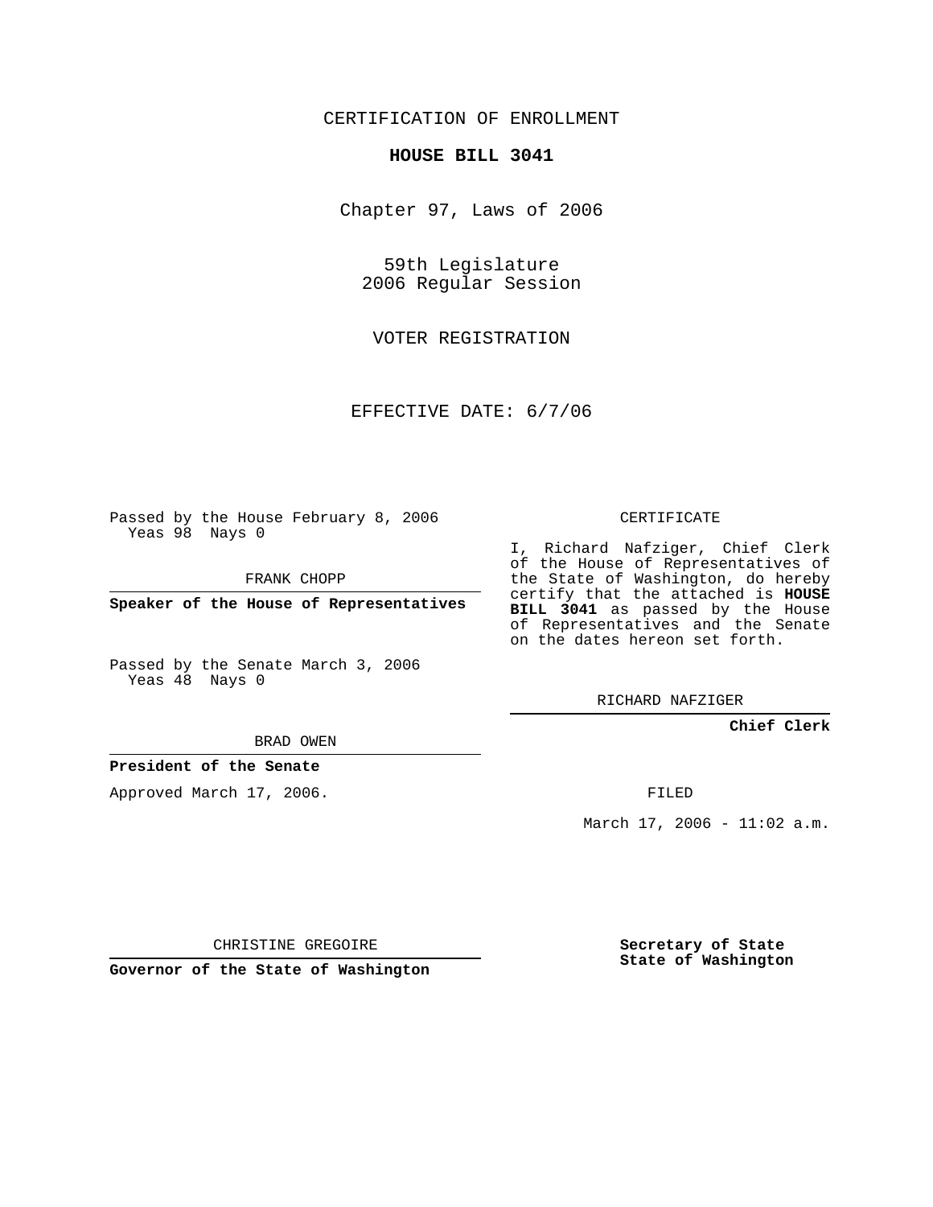CERTIFICATION OF ENROLLMENT

**HOUSE BILL 3041**

Chapter 97, Laws of 2006

59th Legislature
2006 Regular Session

VOTER REGISTRATION

EFFECTIVE DATE: 6/7/06

Passed by the House February 8, 2006
Yeas 98 Nays 0

FRANK CHOPP

**Speaker of the House of Representatives**

Passed by the Senate March 3, 2006
Yeas 48 Nays 0

BRAD OWEN

**President of the Senate**

Approved March 17, 2006.

CHRISTINE GREGOIRE

**Governor of the State of Washington**

CERTIFICATE

I, Richard Nafziger, Chief Clerk of the House of Representatives of the State of Washington, do hereby certify that the attached is **HOUSE BILL 3041** as passed by the House of Representatives and the Senate on the dates hereon set forth.

RICHARD NAFZIGER

**Chief Clerk**

FILED

March 17, 2006 - 11:02 a.m.

**Secretary of State**
**State of Washington**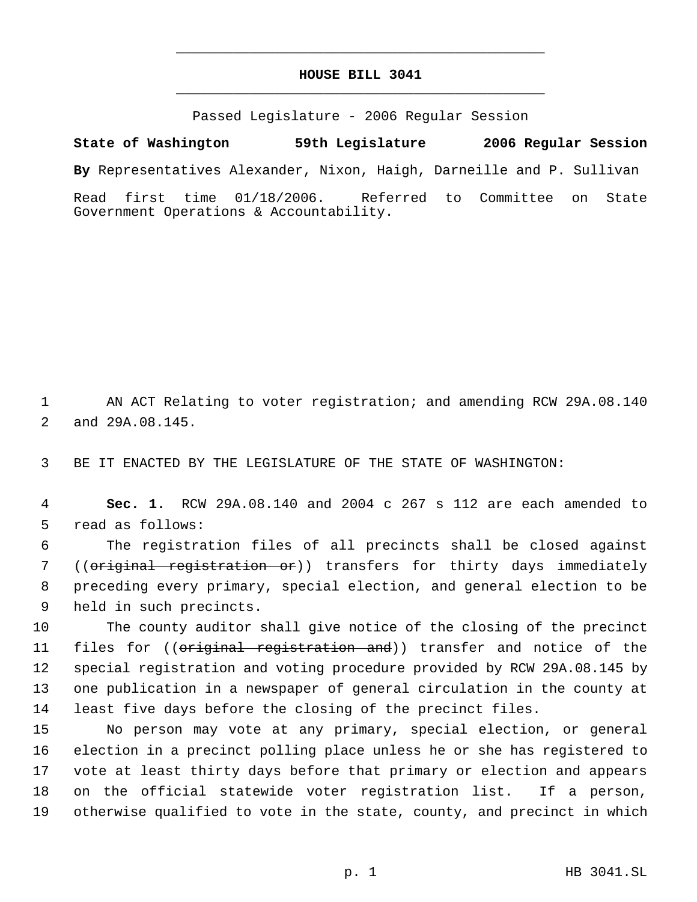# HOUSE BILL 3041

Passed Legislature - 2006 Regular Session

**State of Washington 59th Legislature 2006 Regular Session**

**By** Representatives Alexander, Nixon, Haigh, Darneille and P. Sullivan

Read first time 01/18/2006. Referred to Committee on State Government Operations & Accountability.

1 AN ACT Relating to voter registration; and amending RCW 29A.08.140
2 and 29A.08.145.

3 BE IT ENACTED BY THE LEGISLATURE OF THE STATE OF WASHINGTON:

4 **Sec. 1.** RCW 29A.08.140 and 2004 c 267 s 112 are each amended to
5 read as follows:

6 The registration files of all precincts shall be closed against
7 ((~~original registration or~~)) transfers for thirty days immediately
8 preceding every primary, special election, and general election to be
9 held in such precincts.

10 The county auditor shall give notice of the closing of the precinct
11 files for ((~~original registration and~~)) transfer and notice of the
12 special registration and voting procedure provided by RCW 29A.08.145 by
13 one publication in a newspaper of general circulation in the county at
14 least five days before the closing of the precinct files.

15 No person may vote at any primary, special election, or general
16 election in a precinct polling place unless he or she has registered to
17 vote at least thirty days before that primary or election and appears
18 on the official statewide voter registration list. If a person,
19 otherwise qualified to vote in the state, county, and precinct in which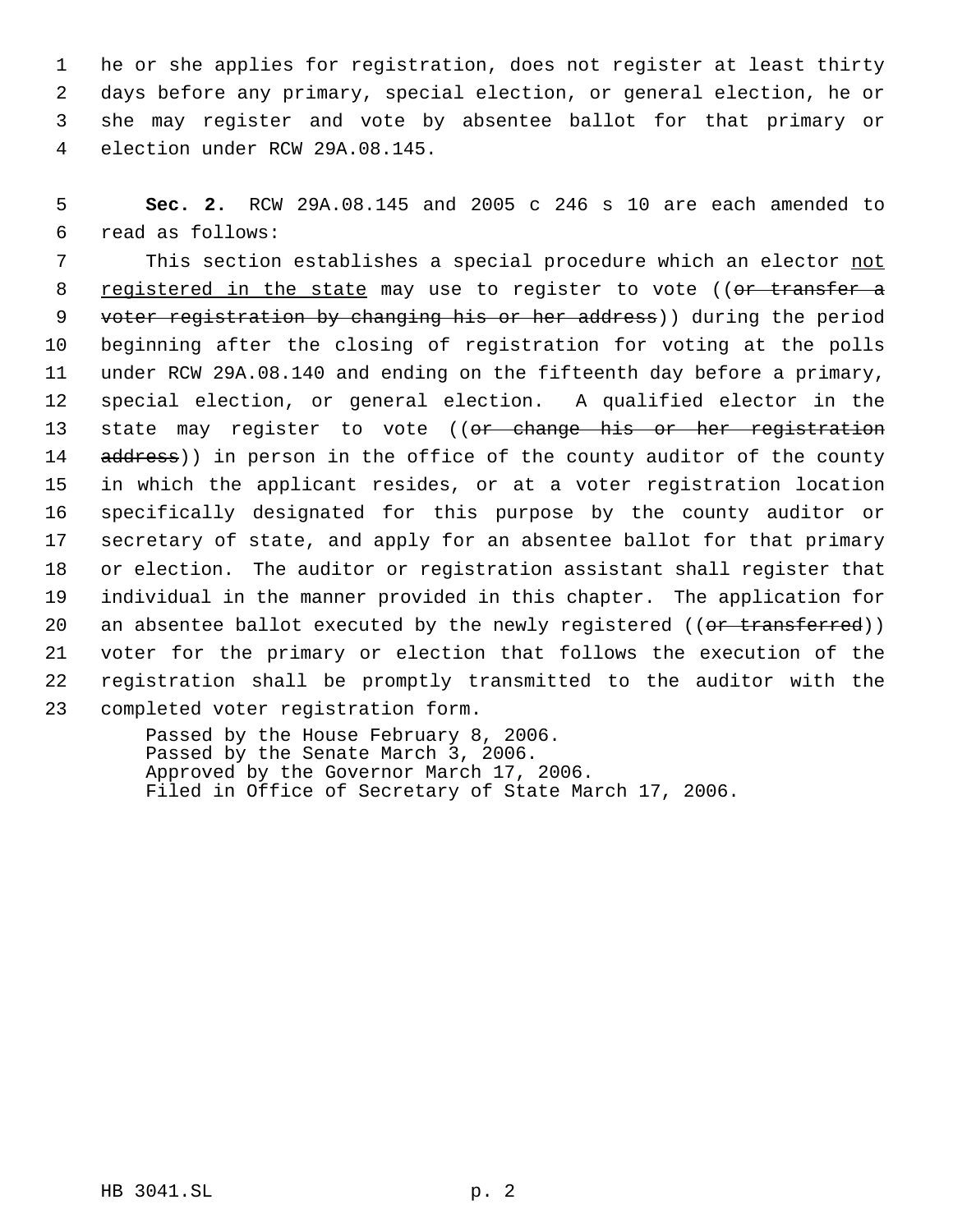he or she applies for registration, does not register at least thirty days before any primary, special election, or general election, he or she may register and vote by absentee ballot for that primary or election under RCW 29A.08.145.

**Sec. 2.** RCW 29A.08.145 and 2005 c 246 s 10 are each amended to read as follows:

This section establishes a special procedure which an elector <u>not registered in the state</u> may use to register to vote ((~~or transfer a voter registration by changing his or her address~~)) during the period beginning after the closing of registration for voting at the polls under RCW 29A.08.140 and ending on the fifteenth day before a primary, special election, or general election. A qualified elector in the state may register to vote ((~~or change his or her registration address~~)) in person in the office of the county auditor of the county in which the applicant resides, or at a voter registration location specifically designated for this purpose by the county auditor or secretary of state, and apply for an absentee ballot for that primary or election. The auditor or registration assistant shall register that individual in the manner provided in this chapter. The application for an absentee ballot executed by the newly registered ((~~or transferred~~)) voter for the primary or election that follows the execution of the registration shall be promptly transmitted to the auditor with the completed voter registration form.

Passed by the House February 8, 2006.
Passed by the Senate March 3, 2006.
Approved by the Governor March 17, 2006.
Filed in Office of Secretary of State March 17, 2006.